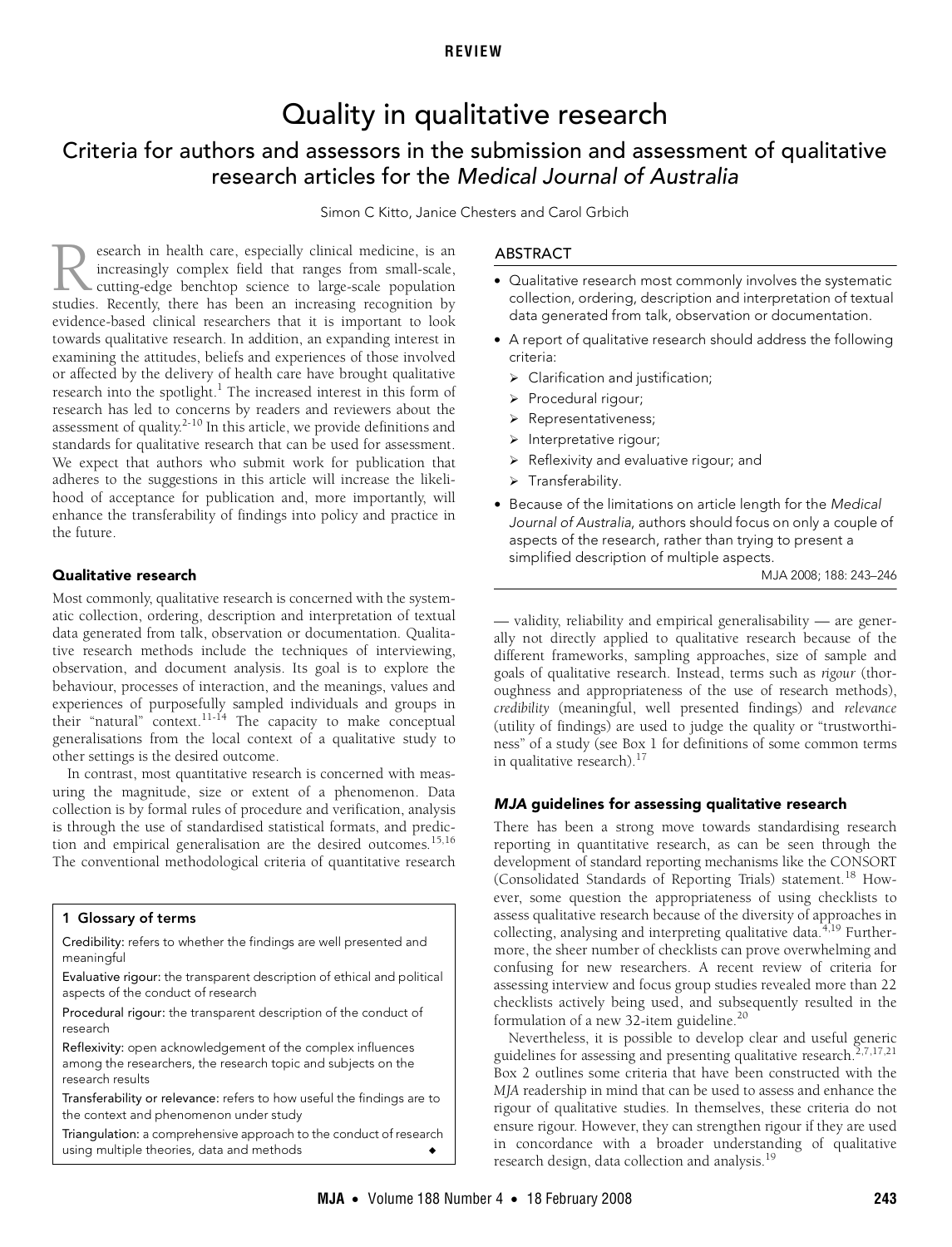# Quality in qualitative research

## Criteria for authors and assessors in the submission and assessment of qualitative research articles for the *Medical Journal of Australia*

Simon C Kitto, Janice Chesters and Carol Grbich

### ABSTRACT

- Qualitative research most commonly involves the systematic collection, ordering, description and interpretation of textual data generated from talk, observation or documentation.
- A report of qualitative research should address the following criteria:
  - Clarification and justification;
  - Procedural rigour;
  - Representativeness;
  - Interpretative rigour;
  - Reflexivity and evaluative rigour; and
  - Transferability.
- Because of the limitations on article length for the *Medical Journal of Australia*, authors should focus on only a couple of aspects of the research, rather than trying to present a simplified description of multiple aspects.

MJA 2008; 188: 243–246

Research in health care, especially clinical medicine, is an increasingly complex field that ranges from small-scale, cutting-edge benchtop science to large-scale population studies. Recently, there has been an increasing recognition by evidence-based clinical researchers that it is important to look towards qualitative research. In addition, an expanding interest in examining the attitudes, beliefs and experiences of those involved or affected by the delivery of health care have brought qualitative research into the spotlight.[1] The increased interest in this form of research has led to concerns by readers and reviewers about the assessment of quality.[2-10] In this article, we provide definitions and standards for qualitative research that can be used for assessment. We expect that authors who submit work for publication that adheres to the suggestions in this article will increase the likelihood of acceptance for publication and, more importantly, will enhance the transferability of findings into policy and practice in the future.

### Qualitative research

Most commonly, qualitative research is concerned with the systematic collection, ordering, description and interpretation of textual data generated from talk, observation or documentation. Qualitative research methods include the techniques of interviewing, observation, and document analysis. Its goal is to explore the behaviour, processes of interaction, and the meanings, values and experiences of purposefully sampled individuals and groups in their "natural" context.[11-14] The capacity to make conceptual generalisations from the local context of a qualitative study to other settings is the desired outcome.

In contrast, most quantitative research is concerned with measuring the magnitude, size or extent of a phenomenon. Data collection is by formal rules of procedure and verification, analysis is through the use of standardised statistical formats, and prediction and empirical generalisation are the desired outcomes.[15,16] The conventional methodological criteria of quantitative research — validity, reliability and empirical generalisability — are generally not directly applied to qualitative research because of the different frameworks, sampling approaches, size of sample and goals of qualitative research. Instead, terms such as *rigour* (thoroughness and appropriateness of the use of research methods), *credibility* (meaningful, well presented findings) and *relevance* (utility of findings) are used to judge the quality or "trustworthiness" of a study (see Box 1 for definitions of some common terms in qualitative research).[17]

**1 Glossary of terms**

Credibility: refers to whether the findings are well presented and meaningful

Evaluative rigour: the transparent description of ethical and political aspects of the conduct of research

Procedural rigour: the transparent description of the conduct of research

Reflexivity: open acknowledgement of the complex influences among the researchers, the research topic and subjects on the research results

Transferability or relevance: refers to how useful the findings are to the context and phenomenon under study

Triangulation: a comprehensive approach to the conduct of research using multiple theories, data and methods ◆

### *MJA* guidelines for assessing qualitative research

There has been a strong move towards standardising research reporting in quantitative research, as can be seen through the development of standard reporting mechanisms like the CONSORT (Consolidated Standards of Reporting Trials) statement.[18] However, some question the appropriateness of using checklists to assess qualitative research because of the diversity of approaches in collecting, analysing and interpreting qualitative data.[4,19] Furthermore, the sheer number of checklists can prove overwhelming and confusing for new researchers. A recent review of criteria for assessing interview and focus group studies revealed more than 22 checklists actively being used, and subsequently resulted in the formulation of a new 32-item guideline.[20]

Nevertheless, it is possible to develop clear and useful generic guidelines for assessing and presenting qualitative research.[2,7,17,21] Box 2 outlines some criteria that have been constructed with the *MJA* readership in mind that can be used to assess and enhance the rigour of qualitative studies. In themselves, these criteria do not ensure rigour. However, they can strengthen rigour if they are used in concordance with a broader understanding of qualitative research design, data collection and analysis.[19]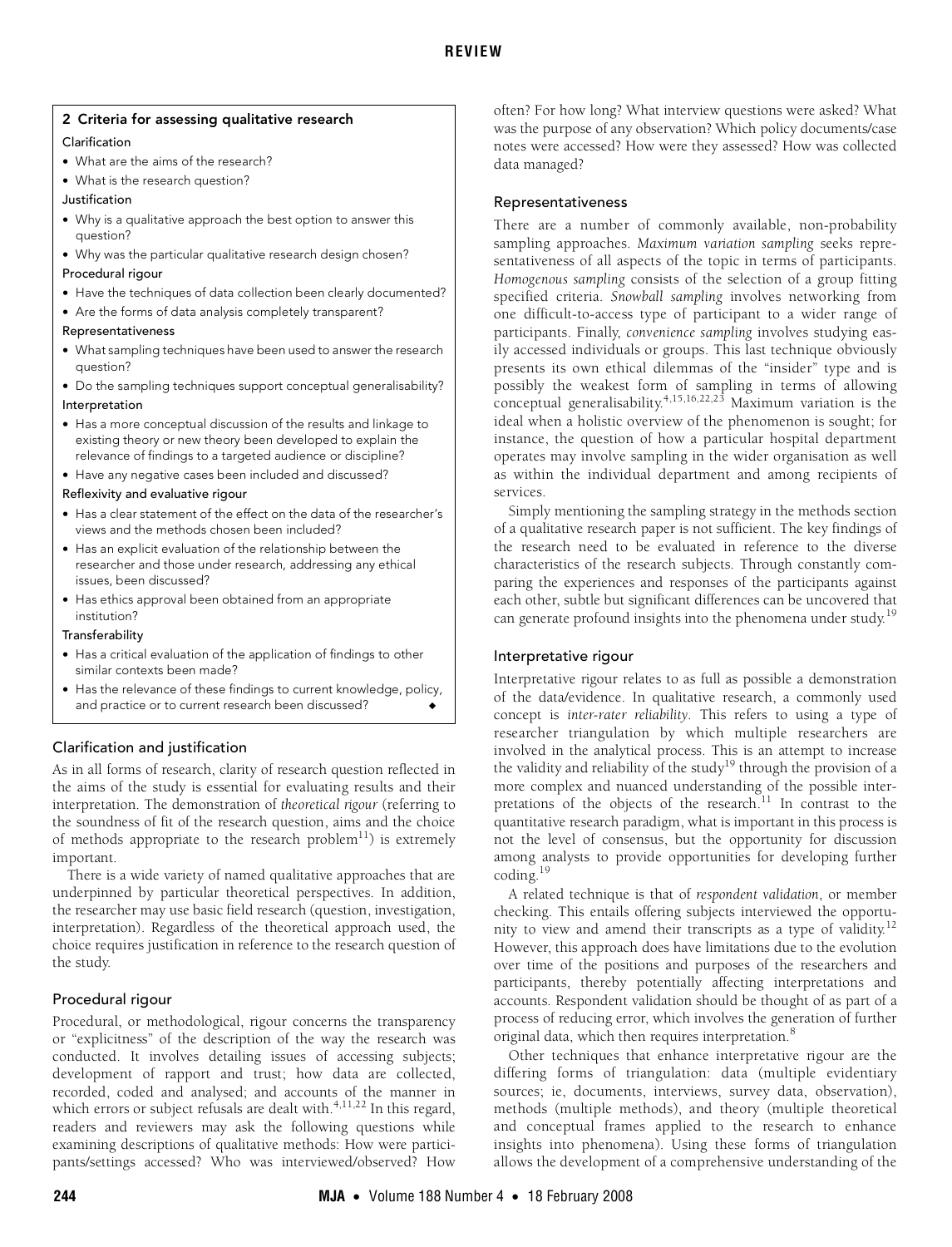### 2 Criteria for assessing qualitative research

**Clarification**

- What are the aims of the research?
- What is the research question?

**Justification**

- Why is a qualitative approach the best option to answer this question?
- Why was the particular qualitative research design chosen?

**Procedural rigour**

- Have the techniques of data collection been clearly documented?
- Are the forms of data analysis completely transparent?

**Representativeness**

- What sampling techniques have been used to answer the research question?
- Do the sampling techniques support conceptual generalisability?

**Interpretation**

- Has a more conceptual discussion of the results and linkage to existing theory or new theory been developed to explain the relevance of findings to a targeted audience or discipline?
- Have any negative cases been included and discussed?

**Reflexivity and evaluative rigour**

- Has a clear statement of the effect on the data of the researcher's views and the methods chosen been included?
- Has an explicit evaluation of the relationship between the researcher and those under research, addressing any ethical issues, been discussed?
- Has ethics approval been obtained from an appropriate institution?

**Transferability**

- Has a critical evaluation of the application of findings to other similar contexts been made?
- Has the relevance of these findings to current knowledge, policy, and practice or to current research been discussed? ◆

## Clarification and justification

As in all forms of research, clarity of research question reflected in the aims of the study is essential for evaluating results and their interpretation. The demonstration of *theoretical rigour* (referring to the soundness of fit of the research question, aims and the choice of methods appropriate to the research problem[11]) is extremely important.

There is a wide variety of named qualitative approaches that are underpinned by particular theoretical perspectives. In addition, the researcher may use basic field research (question, investigation, interpretation). Regardless of the theoretical approach used, the choice requires justification in reference to the research question of the study.

## Procedural rigour

Procedural, or methodological, rigour concerns the transparency or "explicitness" of the description of the way the research was conducted. It involves detailing issues of accessing subjects; development of rapport and trust; how data are collected, recorded, coded and analysed; and accounts of the manner in which errors or subject refusals are dealt with.[4,11,22] In this regard, readers and reviewers may ask the following questions while examining descriptions of qualitative methods: How were participants/settings accessed? Who was interviewed/observed? How often? For how long? What interview questions were asked? What was the purpose of any observation? Which policy documents/case notes were accessed? How were they assessed? How was collected data managed?

## Representativeness

There are a number of commonly available, non-probability sampling approaches. *Maximum variation sampling* seeks representativeness of all aspects of the topic in terms of participants. *Homogenous sampling* consists of the selection of a group fitting specified criteria. *Snowball sampling* involves networking from one difficult-to-access type of participant to a wider range of participants. Finally, *convenience sampling* involves studying easily accessed individuals or groups. This last technique obviously presents its own ethical dilemmas of the "insider" type and is possibly the weakest form of sampling in terms of allowing conceptual generalisability.[4,15,16,22,23] Maximum variation is the ideal when a holistic overview of the phenomenon is sought; for instance, the question of how a particular hospital department operates may involve sampling in the wider organisation as well as within the individual department and among recipients of services.

Simply mentioning the sampling strategy in the methods section of a qualitative research paper is not sufficient. The key findings of the research need to be evaluated in reference to the diverse characteristics of the research subjects. Through constantly comparing the experiences and responses of the participants against each other, subtle but significant differences can be uncovered that can generate profound insights into the phenomena under study.[19]

## Interpretative rigour

Interpretative rigour relates to as full as possible a demonstration of the data/evidence. In qualitative research, a commonly used concept is *inter-rater reliability*. This refers to using a type of researcher triangulation by which multiple researchers are involved in the analytical process. This is an attempt to increase the validity and reliability of the study[19] through the provision of a more complex and nuanced understanding of the possible interpretations of the objects of the research.[11] In contrast to the quantitative research paradigm, what is important in this process is not the level of consensus, but the opportunity for discussion among analysts to provide opportunities for developing further coding.[19]

A related technique is that of *respondent validation*, or member checking. This entails offering subjects interviewed the opportunity to view and amend their transcripts as a type of validity.[12] However, this approach does have limitations due to the evolution over time of the positions and purposes of the researchers and participants, thereby potentially affecting interpretations and accounts. Respondent validation should be thought of as part of a process of reducing error, which involves the generation of further original data, which then requires interpretation.[8]

Other techniques that enhance interpretative rigour are the differing forms of triangulation: data (multiple evidentiary sources; ie, documents, interviews, survey data, observation), methods (multiple methods), and theory (multiple theoretical and conceptual frames applied to the research to enhance insights into phenomena). Using these forms of triangulation allows the development of a comprehensive understanding of the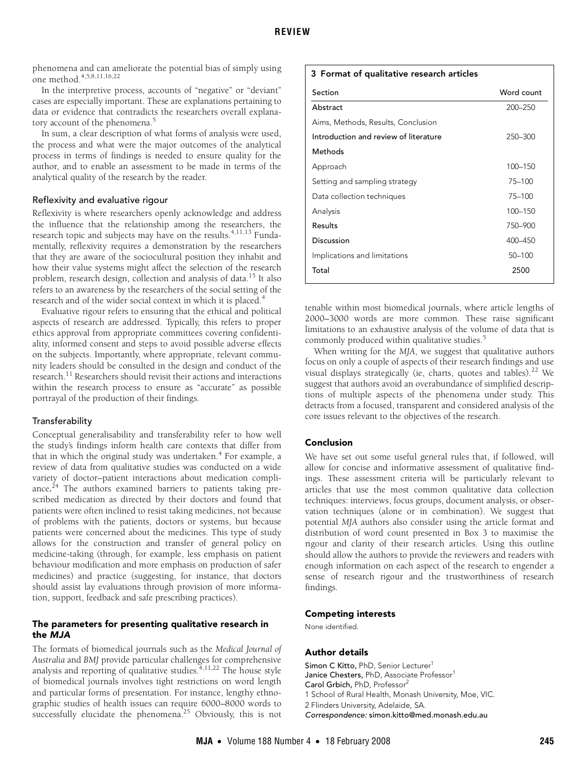phenomena and can ameliorate the potential bias of simply using one method.[4,5,8,11,16,22]

In the interpretive process, accounts of "negative" or "deviant" cases are especially important. These are explanations pertaining to data or evidence that contradicts the researchers overall explanatory account of the phenomena.[5]

In sum, a clear description of what forms of analysis were used, the process and what were the major outcomes of the analytical process in terms of findings is needed to ensure quality for the author, and to enable an assessment to be made in terms of the analytical quality of the research by the reader.

### Reflexivity and evaluative rigour

Reflexivity is where researchers openly acknowledge and address the influence that the relationship among the researchers, the research topic and subjects may have on the results.[4,11,13] Fundamentally, reflexivity requires a demonstration by the researchers that they are aware of the sociocultural position they inhabit and how their value systems might affect the selection of the research problem, research design, collection and analysis of data.[15] It also refers to an awareness by the researchers of the social setting of the research and of the wider social context in which it is placed.[4]

Evaluative rigour refers to ensuring that the ethical and political aspects of research are addressed. Typically, this refers to proper ethics approval from appropriate committees covering confidentiality, informed consent and steps to avoid possible adverse effects on the subjects. Importantly, where appropriate, relevant community leaders should be consulted in the design and conduct of the research.[11] Researchers should revisit their actions and interactions within the research process to ensure as "accurate" as possible portrayal of the production of their findings.

### Transferability

Conceptual generalisability and transferability refer to how well the study's findings inform health care contexts that differ from that in which the original study was undertaken.[4] For example, a review of data from qualitative studies was conducted on a wide variety of doctor–patient interactions about medication compliance.[24] The authors examined barriers to patients taking prescribed medication as directed by their doctors and found that patients were often inclined to resist taking medicines, not because of problems with the patients, doctors or systems, but because patients were concerned about the medicines. This type of study allows for the construction and transfer of general policy on medicine-taking (through, for example, less emphasis on patient behaviour modification and more emphasis on production of safer medicines) and practice (suggesting, for instance, that doctors should assist lay evaluations through provision of more information, support, feedback and safe prescribing practices).

## The parameters for presenting qualitative research in the *MJA*

The formats of biomedical journals such as the *Medical Journal of Australia* and *BMJ* provide particular challenges for comprehensive analysis and reporting of qualitative studies.[4,11,22] The house style of biomedical journals involves tight restrictions on word length and particular forms of presentation. For instance, lengthy ethnographic studies of health issues can require 6000–8000 words to successfully elucidate the phenomena.[25] Obviously, this is not tenable within most biomedical journals, where article lengths of 2000–3000 words are more common. These raise significant limitations to an exhaustive analysis of the volume of data that is commonly produced within qualitative studies.[5]

When writing for the *MJA*, we suggest that qualitative authors focus on only a couple of aspects of their research findings and use visual displays strategically (ie, charts, quotes and tables).[22] We suggest that authors avoid an overabundance of simplified descriptions of multiple aspects of the phenomena under study. This detracts from a focused, transparent and considered analysis of the core issues relevant to the objectives of the research.

**3 Format of qualitative research articles**

| Section | Word count |
|---|---|
| Abstract | 200–250 |
| Aims, Methods, Results, Conclusion | |
| Introduction and review of literature | 250–300 |
| Methods | |
| Approach | 100–150 |
| Setting and sampling strategy | 75–100 |
| Data collection techniques | 75–100 |
| Analysis | 100–150 |
| Results | 750–900 |
| Discussion | 400–450 |
| Implications and limitations | 50–100 |
| Total | 2500 |

## Conclusion

We have set out some useful general rules that, if followed, will allow for concise and informative assessment of qualitative findings. These assessment criteria will be particularly relevant to articles that use the most common qualitative data collection techniques: interviews, focus groups, document analysis, or observation techniques (alone or in combination). We suggest that potential *MJA* authors also consider using the article format and distribution of word count presented in Box 3 to maximise the rigour and clarity of their research articles. Using this outline should allow the authors to provide the reviewers and readers with enough information on each aspect of the research to engender a sense of research rigour and the trustworthiness of research findings.

## Competing interests

None identified.

## Author details

**Simon C Kitto**, PhD, Senior Lecturer[1]
**Janice Chesters**, PhD, Associate Professor[1]
**Carol Grbich**, PhD, Professor[2]
1 School of Rural Health, Monash University, Moe, VIC.
2 Flinders University, Adelaide, SA.
*Correspondence:* simon.kitto@med.monash.edu.au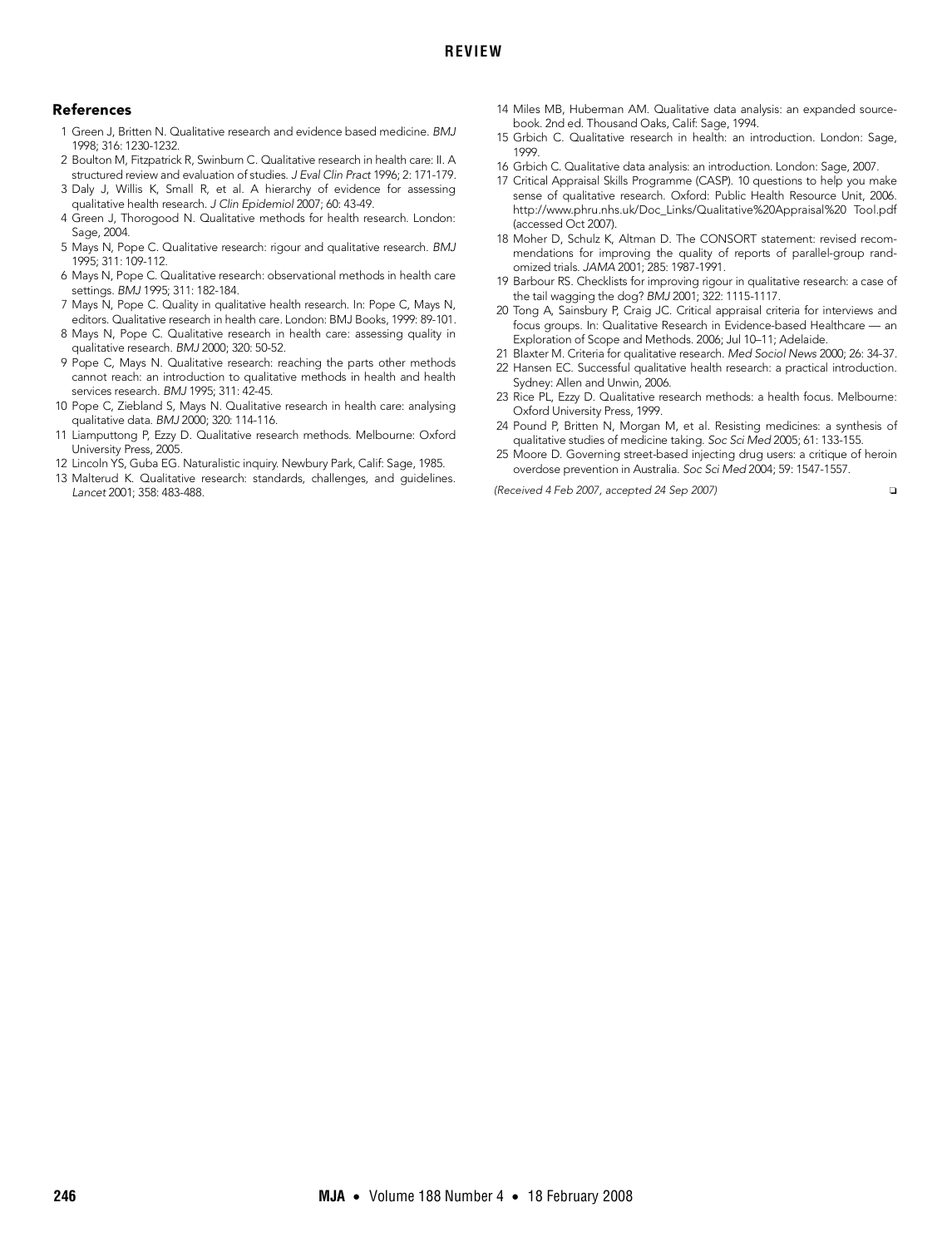## References

1 Green J, Britten N. Qualitative research and evidence based medicine. *BMJ* 1998; 316: 1230-1232.

2 Boulton M, Fitzpatrick R, Swinburn C. Qualitative research in health care: II. A structured review and evaluation of studies. *J Eval Clin Pract* 1996; 2: 171-179.

3 Daly J, Willis K, Small R, et al. A hierarchy of evidence for assessing qualitative health research. *J Clin Epidemiol* 2007; 60: 43-49.

4 Green J, Thorogood N. Qualitative methods for health research. London: Sage, 2004.

5 Mays N, Pope C. Qualitative research: rigour and qualitative research. *BMJ* 1995; 311: 109-112.

6 Mays N, Pope C. Qualitative research: observational methods in health care settings. *BMJ* 1995; 311: 182-184.

7 Mays N, Pope C. Quality in qualitative health research. In: Pope C, Mays N, editors. Qualitative research in health care. London: BMJ Books, 1999: 89-101.

8 Mays N, Pope C. Qualitative research in health care: assessing quality in qualitative research. *BMJ* 2000; 320: 50-52.

9 Pope C, Mays N. Qualitative research: reaching the parts other methods cannot reach: an introduction to qualitative methods in health and health services research. *BMJ* 1995; 311: 42-45.

10 Pope C, Ziebland S, Mays N. Qualitative research in health care: analysing qualitative data. *BMJ* 2000; 320: 114-116.

11 Liamputtong P, Ezzy D. Qualitative research methods. Melbourne: Oxford University Press, 2005.

12 Lincoln YS, Guba EG. Naturalistic inquiry. Newbury Park, Calif: Sage, 1985.

13 Malterud K. Qualitative research: standards, challenges, and guidelines. *Lancet* 2001; 358: 483-488.

14 Miles MB, Huberman AM. Qualitative data analysis: an expanded sourcebook. 2nd ed. Thousand Oaks, Calif: Sage, 1994.

15 Grbich C. Qualitative research in health: an introduction. London: Sage, 1999.

16 Grbich C. Qualitative data analysis: an introduction. London: Sage, 2007.

17 Critical Appraisal Skills Programme (CASP). 10 questions to help you make sense of qualitative research. Oxford: Public Health Resource Unit, 2006. http://www.phru.nhs.uk/Doc_Links/Qualitative%20Appraisal%20 Tool.pdf (accessed Oct 2007).

18 Moher D, Schulz K, Altman D. The CONSORT statement: revised recommendations for improving the quality of reports of parallel-group randomized trials. *JAMA* 2001; 285: 1987-1991.

19 Barbour RS. Checklists for improving rigour in qualitative research: a case of the tail wagging the dog? *BMJ* 2001; 322: 1115-1117.

20 Tong A, Sainsbury P, Craig JC. Critical appraisal criteria for interviews and focus groups. In: Qualitative Research in Evidence-based Healthcare — an Exploration of Scope and Methods. 2006; Jul 10–11; Adelaide.

21 Blaxter M. Criteria for qualitative research. *Med Sociol News* 2000; 26: 34-37.

22 Hansen EC. Successful qualitative health research: a practical introduction. Sydney: Allen and Unwin, 2006.

23 Rice PL, Ezzy D. Qualitative research methods: a health focus. Melbourne: Oxford University Press, 1999.

24 Pound P, Britten N, Morgan M, et al. Resisting medicines: a synthesis of qualitative studies of medicine taking. *Soc Sci Med* 2005; 61: 133-155.

25 Moore D. Governing street-based injecting drug users: a critique of heroin overdose prevention in Australia. *Soc Sci Med* 2004; 59: 1547-1557.

*(Received 4 Feb 2007, accepted 24 Sep 2007)* ❑